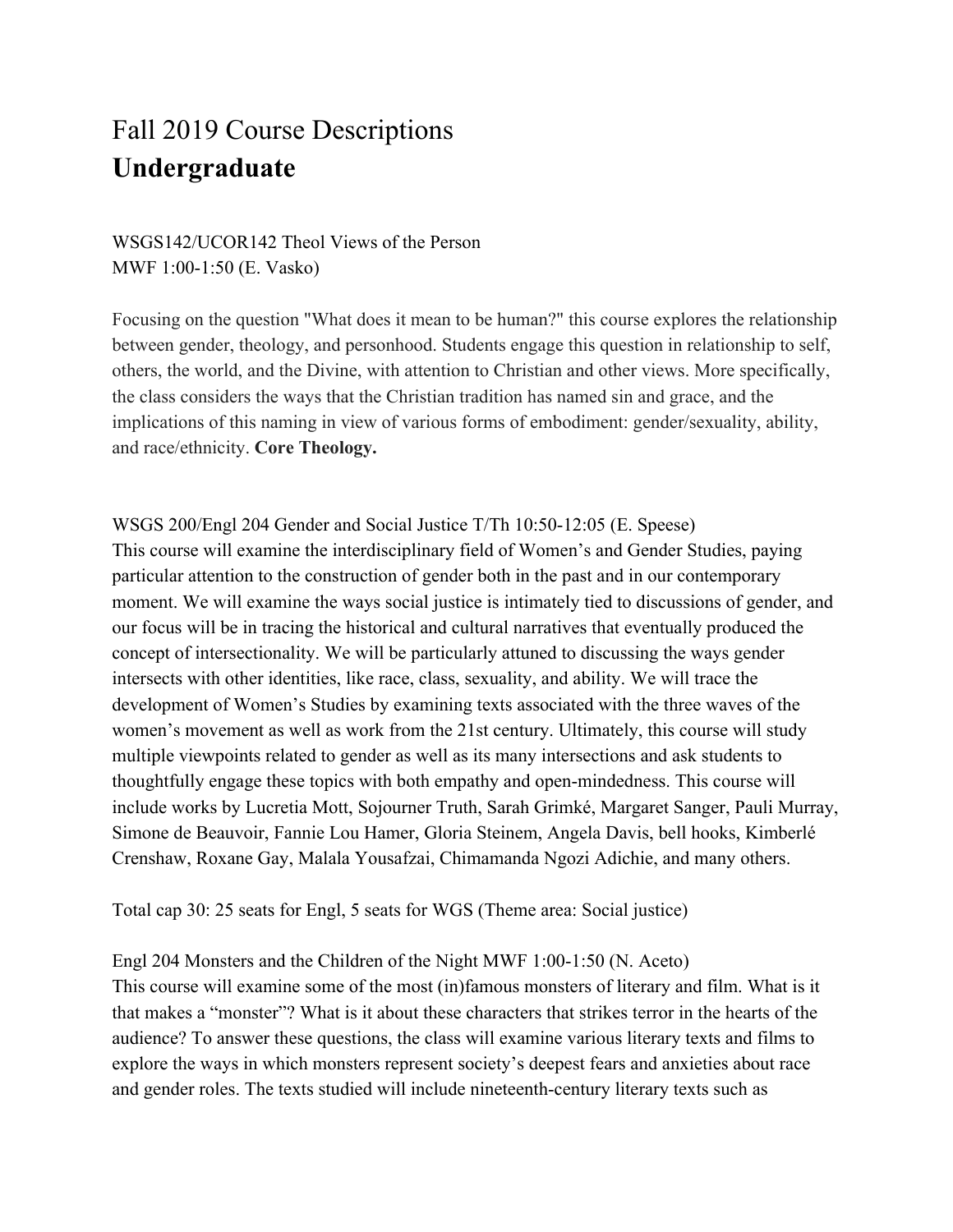# Fall 2019 Course Descriptions
## Undergraduate

WSGS142/UCOR142 Theol Views of the Person
MWF 1:00-1:50 (E. Vasko)

Focusing on the question "What does it mean to be human?" this course explores the relationship between gender, theology, and personhood. Students engage this question in relationship to self, others, the world, and the Divine, with attention to Christian and other views. More specifically, the class considers the ways that the Christian tradition has named sin and grace, and the implications of this naming in view of various forms of embodiment: gender/sexuality, ability, and race/ethnicity. **Core Theology.**

WSGS 200/Engl 204 Gender and Social Justice T/Th 10:50-12:05 (E. Speese)
This course will examine the interdisciplinary field of Women's and Gender Studies, paying particular attention to the construction of gender both in the past and in our contemporary moment. We will examine the ways social justice is intimately tied to discussions of gender, and our focus will be in tracing the historical and cultural narratives that eventually produced the concept of intersectionality. We will be particularly attuned to discussing the ways gender intersects with other identities, like race, class, sexuality, and ability. We will trace the development of Women's Studies by examining texts associated with the three waves of the women's movement as well as work from the 21st century. Ultimately, this course will study multiple viewpoints related to gender as well as its many intersections and ask students to thoughtfully engage these topics with both empathy and open-mindedness. This course will include works by Lucretia Mott, Sojourner Truth, Sarah Grimké, Margaret Sanger, Pauli Murray, Simone de Beauvoir, Fannie Lou Hamer, Gloria Steinem, Angela Davis, bell hooks, Kimberlé Crenshaw, Roxane Gay, Malala Yousafzai, Chimamanda Ngozi Adichie, and many others.

Total cap 30: 25 seats for Engl, 5 seats for WGS (Theme area: Social justice)

Engl 204 Monsters and the Children of the Night MWF 1:00-1:50 (N. Aceto)
This course will examine some of the most (in)famous monsters of literary and film. What is it that makes a "monster"? What is it about these characters that strikes terror in the hearts of the audience? To answer these questions, the class will examine various literary texts and films to explore the ways in which monsters represent society's deepest fears and anxieties about race and gender roles. The texts studied will include nineteenth-century literary texts such as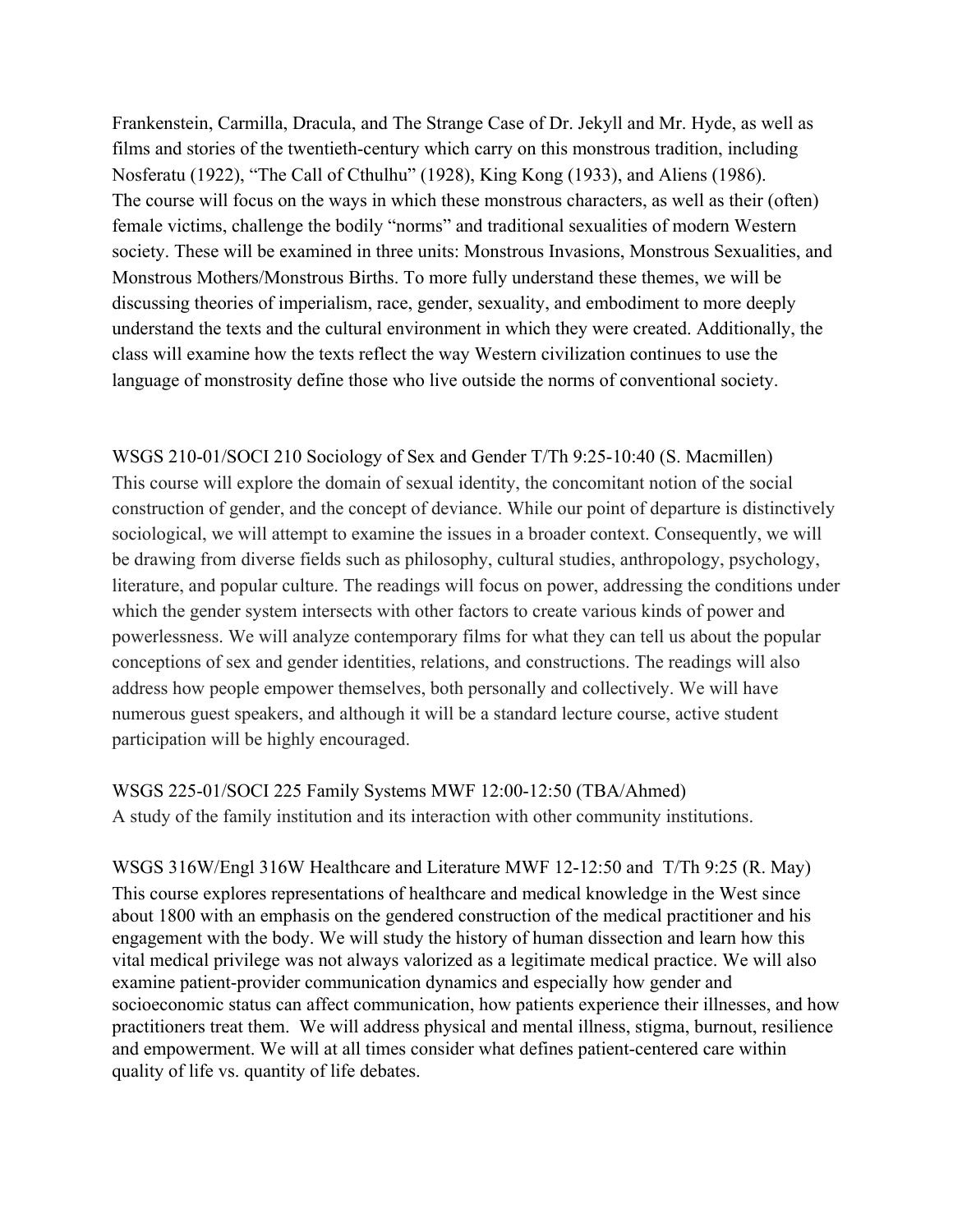Frankenstein, Carmilla, Dracula, and The Strange Case of Dr. Jekyll and Mr. Hyde, as well as films and stories of the twentieth-century which carry on this monstrous tradition, including Nosferatu (1922), "The Call of Cthulhu" (1928), King Kong (1933), and Aliens (1986). The course will focus on the ways in which these monstrous characters, as well as their (often) female victims, challenge the bodily "norms" and traditional sexualities of modern Western society. These will be examined in three units: Monstrous Invasions, Monstrous Sexualities, and Monstrous Mothers/Monstrous Births. To more fully understand these themes, we will be discussing theories of imperialism, race, gender, sexuality, and embodiment to more deeply understand the texts and the cultural environment in which they were created. Additionally, the class will examine how the texts reflect the way Western civilization continues to use the language of monstrosity define those who live outside the norms of conventional society.

WSGS 210-01/SOCI 210 Sociology of Sex and Gender T/Th 9:25-10:40 (S. Macmillen)
This course will explore the domain of sexual identity, the concomitant notion of the social construction of gender, and the concept of deviance. While our point of departure is distinctively sociological, we will attempt to examine the issues in a broader context. Consequently, we will be drawing from diverse fields such as philosophy, cultural studies, anthropology, psychology, literature, and popular culture. The readings will focus on power, addressing the conditions under which the gender system intersects with other factors to create various kinds of power and powerlessness. We will analyze contemporary films for what they can tell us about the popular conceptions of sex and gender identities, relations, and constructions. The readings will also address how people empower themselves, both personally and collectively. We will have numerous guest speakers, and although it will be a standard lecture course, active student participation will be highly encouraged.

WSGS 225-01/SOCI 225 Family Systems MWF 12:00-12:50 (TBA/Ahmed)
A study of the family institution and its interaction with other community institutions.

WSGS 316W/Engl 316W Healthcare and Literature MWF 12-12:50 and T/Th 9:25 (R. May)
This course explores representations of healthcare and medical knowledge in the West since about 1800 with an emphasis on the gendered construction of the medical practitioner and his engagement with the body. We will study the history of human dissection and learn how this vital medical privilege was not always valorized as a legitimate medical practice. We will also examine patient-provider communication dynamics and especially how gender and socioeconomic status can affect communication, how patients experience their illnesses, and how practitioners treat them. We will address physical and mental illness, stigma, burnout, resilience and empowerment. We will at all times consider what defines patient-centered care within quality of life vs. quantity of life debates.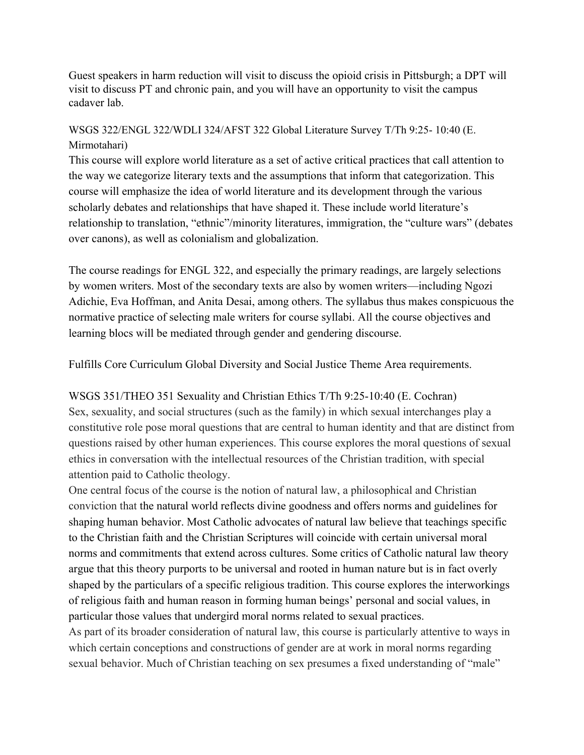Guest speakers in harm reduction will visit to discuss the opioid crisis in Pittsburgh; a DPT will visit to discuss PT and chronic pain, and you will have an opportunity to visit the campus cadaver lab.

WSGS 322/ENGL 322/WDLI 324/AFST 322 Global Literature Survey T/Th 9:25- 10:40 (E. Mirmotahari)

This course will explore world literature as a set of active critical practices that call attention to the way we categorize literary texts and the assumptions that inform that categorization. This course will emphasize the idea of world literature and its development through the various scholarly debates and relationships that have shaped it. These include world literature's relationship to translation, "ethnic"/minority literatures, immigration, the "culture wars" (debates over canons), as well as colonialism and globalization.

The course readings for ENGL 322, and especially the primary readings, are largely selections by women writers. Most of the secondary texts are also by women writers—including Ngozi Adichie, Eva Hoffman, and Anita Desai, among others. The syllabus thus makes conspicuous the normative practice of selecting male writers for course syllabi. All the course objectives and learning blocs will be mediated through gender and gendering discourse.

Fulfills Core Curriculum Global Diversity and Social Justice Theme Area requirements.

WSGS 351/THEO 351 Sexuality and Christian Ethics T/Th 9:25-10:40 (E. Cochran)

Sex, sexuality, and social structures (such as the family) in which sexual interchanges play a constitutive role pose moral questions that are central to human identity and that are distinct from questions raised by other human experiences. This course explores the moral questions of sexual ethics in conversation with the intellectual resources of the Christian tradition, with special attention paid to Catholic theology.

One central focus of the course is the notion of natural law, a philosophical and Christian conviction that the natural world reflects divine goodness and offers norms and guidelines for shaping human behavior. Most Catholic advocates of natural law believe that teachings specific to the Christian faith and the Christian Scriptures will coincide with certain universal moral norms and commitments that extend across cultures. Some critics of Catholic natural law theory argue that this theory purports to be universal and rooted in human nature but is in fact overly shaped by the particulars of a specific religious tradition. This course explores the interworkings of religious faith and human reason in forming human beings' personal and social values, in particular those values that undergird moral norms related to sexual practices.

As part of its broader consideration of natural law, this course is particularly attentive to ways in which certain conceptions and constructions of gender are at work in moral norms regarding sexual behavior. Much of Christian teaching on sex presumes a fixed understanding of "male"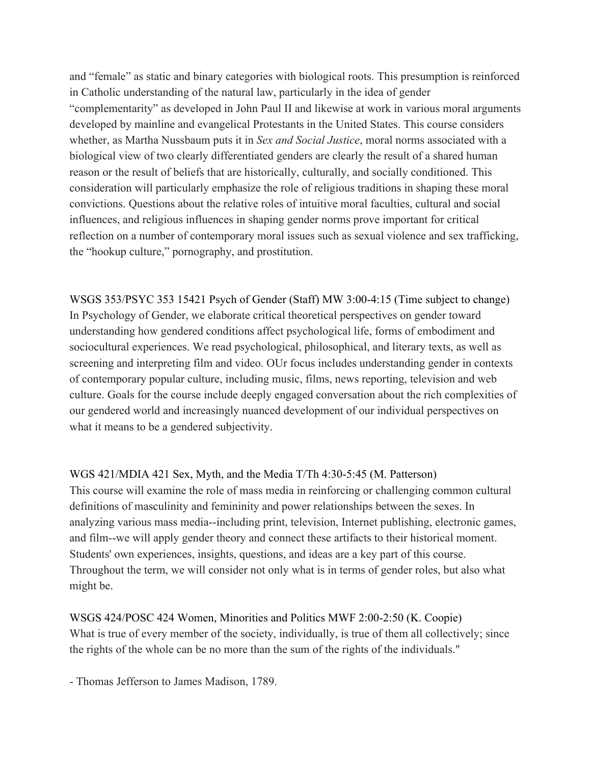and "female" as static and binary categories with biological roots. This presumption is reinforced in Catholic understanding of the natural law, particularly in the idea of gender "complementarity" as developed in John Paul II and likewise at work in various moral arguments developed by mainline and evangelical Protestants in the United States. This course considers whether, as Martha Nussbaum puts it in *Sex and Social Justice*, moral norms associated with a biological view of two clearly differentiated genders are clearly the result of a shared human reason or the result of beliefs that are historically, culturally, and socially conditioned. This consideration will particularly emphasize the role of religious traditions in shaping these moral convictions. Questions about the relative roles of intuitive moral faculties, cultural and social influences, and religious influences in shaping gender norms prove important for critical reflection on a number of contemporary moral issues such as sexual violence and sex trafficking, the "hookup culture," pornography, and prostitution.

WSGS 353/PSYC 353 15421 Psych of Gender (Staff) MW 3:00-4:15 (Time subject to change)
In Psychology of Gender, we elaborate critical theoretical perspectives on gender toward understanding how gendered conditions affect psychological life, forms of embodiment and sociocultural experiences. We read psychological, philosophical, and literary texts, as well as screening and interpreting film and video. OUr focus includes understanding gender in contexts of contemporary popular culture, including music, films, news reporting, television and web culture. Goals for the course include deeply engaged conversation about the rich complexities of our gendered world and increasingly nuanced development of our individual perspectives on what it means to be a gendered subjectivity.

WGS 421/MDIA 421 Sex, Myth, and the Media T/Th 4:30-5:45 (M. Patterson)
This course will examine the role of mass media in reinforcing or challenging common cultural definitions of masculinity and femininity and power relationships between the sexes. In analyzing various mass media--including print, television, Internet publishing, electronic games, and film--we will apply gender theory and connect these artifacts to their historical moment. Students' own experiences, insights, questions, and ideas are a key part of this course. Throughout the term, we will consider not only what is in terms of gender roles, but also what might be.

WSGS 424/POSC 424 Women, Minorities and Politics MWF 2:00-2:50 (K. Coopie)
What is true of every member of the society, individually, is true of them all collectively; since the rights of the whole can be no more than the sum of the rights of the individuals."

- Thomas Jefferson to James Madison, 1789.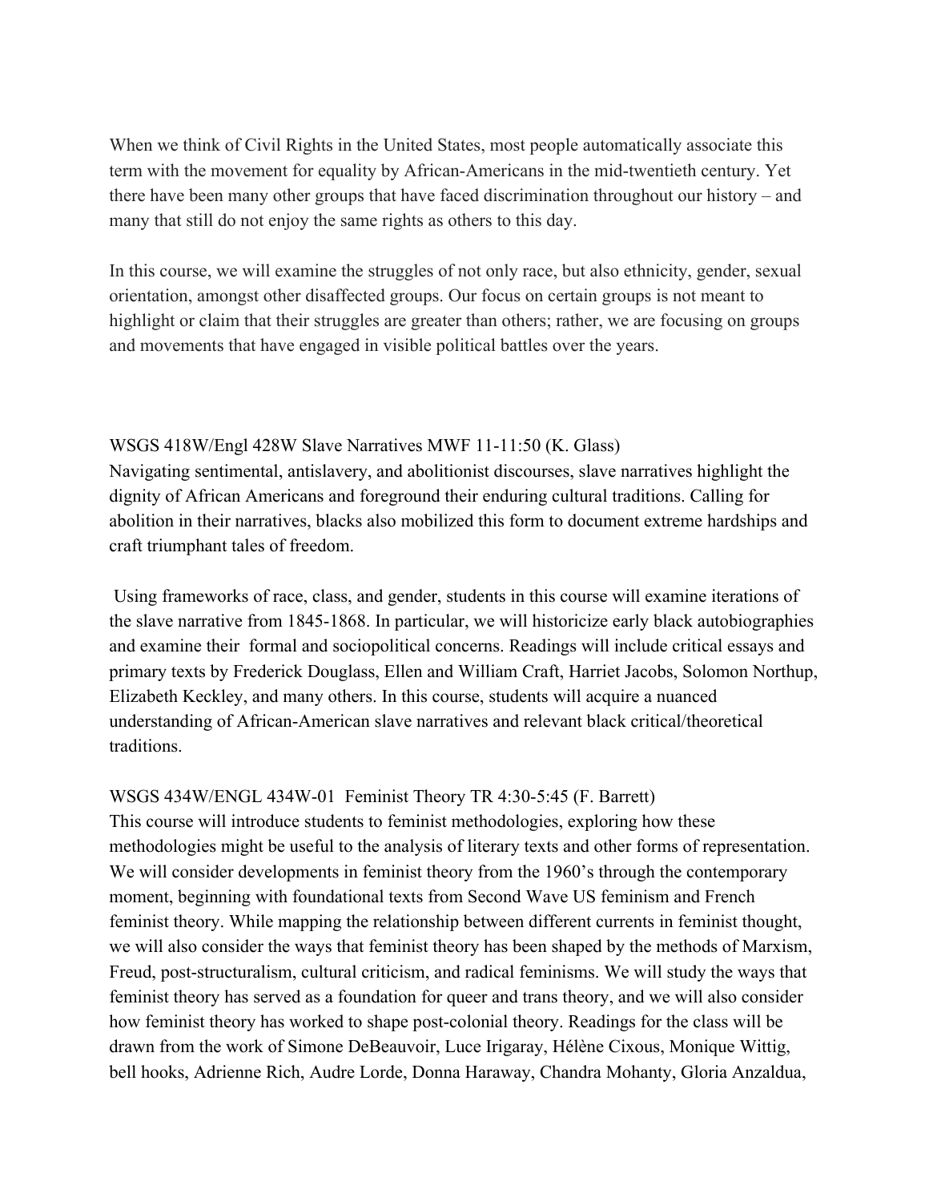When we think of Civil Rights in the United States, most people automatically associate this term with the movement for equality by African-Americans in the mid-twentieth century. Yet there have been many other groups that have faced discrimination throughout our history – and many that still do not enjoy the same rights as others to this day.

In this course, we will examine the struggles of not only race, but also ethnicity, gender, sexual orientation, amongst other disaffected groups. Our focus on certain groups is not meant to highlight or claim that their struggles are greater than others; rather, we are focusing on groups and movements that have engaged in visible political battles over the years.

WSGS 418W/Engl 428W Slave Narratives MWF 11-11:50 (K. Glass)

Navigating sentimental, antislavery, and abolitionist discourses, slave narratives highlight the dignity of African Americans and foreground their enduring cultural traditions. Calling for abolition in their narratives, blacks also mobilized this form to document extreme hardships and craft triumphant tales of freedom.

Using frameworks of race, class, and gender, students in this course will examine iterations of the slave narrative from 1845-1868. In particular, we will historicize early black autobiographies and examine their formal and sociopolitical concerns. Readings will include critical essays and primary texts by Frederick Douglass, Ellen and William Craft, Harriet Jacobs, Solomon Northup, Elizabeth Keckley, and many others. In this course, students will acquire a nuanced understanding of African-American slave narratives and relevant black critical/theoretical traditions.

WSGS 434W/ENGL 434W-01 Feminist Theory TR 4:30-5:45 (F. Barrett)

This course will introduce students to feminist methodologies, exploring how these methodologies might be useful to the analysis of literary texts and other forms of representation. We will consider developments in feminist theory from the 1960's through the contemporary moment, beginning with foundational texts from Second Wave US feminism and French feminist theory. While mapping the relationship between different currents in feminist thought, we will also consider the ways that feminist theory has been shaped by the methods of Marxism, Freud, post-structuralism, cultural criticism, and radical feminisms. We will study the ways that feminist theory has served as a foundation for queer and trans theory, and we will also consider how feminist theory has worked to shape post-colonial theory. Readings for the class will be drawn from the work of Simone DeBeauvoir, Luce Irigaray, Hélène Cixous, Monique Wittig, bell hooks, Adrienne Rich, Audre Lorde, Donna Haraway, Chandra Mohanty, Gloria Anzaldua,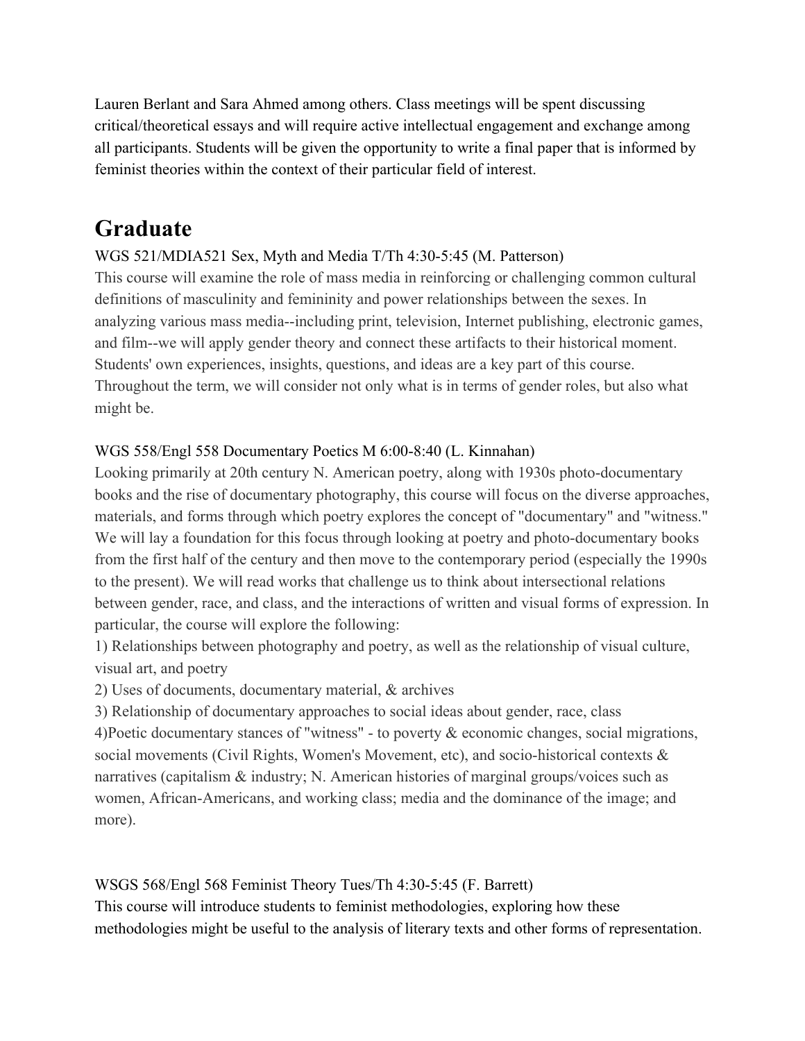Lauren Berlant and Sara Ahmed among others. Class meetings will be spent discussing critical/theoretical essays and will require active intellectual engagement and exchange among all participants. Students will be given the opportunity to write a final paper that is informed by feminist theories within the context of their particular field of interest.

# Graduate

WGS 521/MDIA521 Sex, Myth and Media T/Th 4:30-5:45 (M. Patterson)

This course will examine the role of mass media in reinforcing or challenging common cultural definitions of masculinity and femininity and power relationships between the sexes. In analyzing various mass media--including print, television, Internet publishing, electronic games, and film--we will apply gender theory and connect these artifacts to their historical moment. Students' own experiences, insights, questions, and ideas are a key part of this course. Throughout the term, we will consider not only what is in terms of gender roles, but also what might be.

WGS 558/Engl 558 Documentary Poetics M 6:00-8:40 (L. Kinnahan)

Looking primarily at 20th century N. American poetry, along with 1930s photo-documentary books and the rise of documentary photography, this course will focus on the diverse approaches, materials, and forms through which poetry explores the concept of "documentary" and "witness." We will lay a foundation for this focus through looking at poetry and photo-documentary books from the first half of the century and then move to the contemporary period (especially the 1990s to the present). We will read works that challenge us to think about intersectional relations between gender, race, and class, and the interactions of written and visual forms of expression. In particular, the course will explore the following:

1) Relationships between photography and poetry, as well as the relationship of visual culture, visual art, and poetry
2) Uses of documents, documentary material, & archives
3) Relationship of documentary approaches to social ideas about gender, race, class
4)Poetic documentary stances of "witness" - to poverty & economic changes, social migrations, social movements (Civil Rights, Women's Movement, etc), and socio-historical contexts & narratives (capitalism & industry; N. American histories of marginal groups/voices such as women, African-Americans, and working class; media and the dominance of the image; and more).

WSGS 568/Engl 568 Feminist Theory Tues/Th 4:30-5:45 (F. Barrett)

This course will introduce students to feminist methodologies, exploring how these methodologies might be useful to the analysis of literary texts and other forms of representation.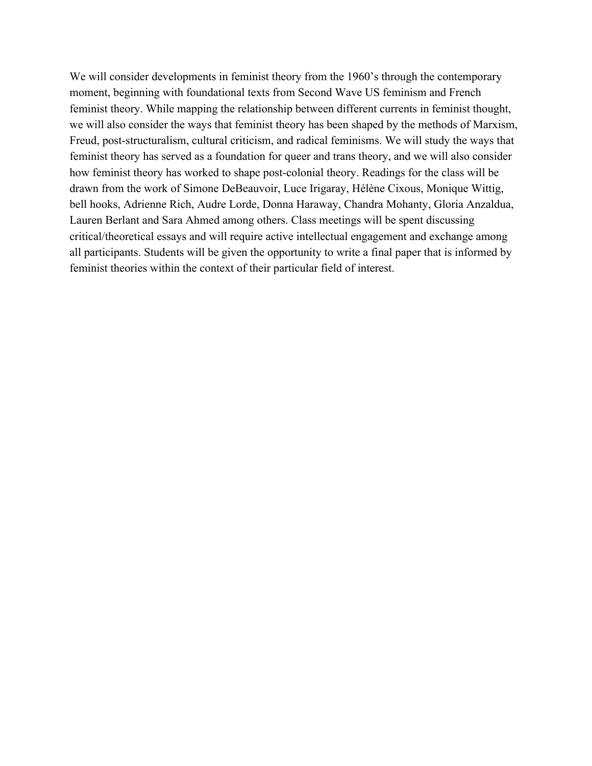We will consider developments in feminist theory from the 1960's through the contemporary moment, beginning with foundational texts from Second Wave US feminism and French feminist theory. While mapping the relationship between different currents in feminist thought, we will also consider the ways that feminist theory has been shaped by the methods of Marxism, Freud, post-structuralism, cultural criticism, and radical feminisms. We will study the ways that feminist theory has served as a foundation for queer and trans theory, and we will also consider how feminist theory has worked to shape post-colonial theory. Readings for the class will be drawn from the work of Simone DeBeauvoir, Luce Irigaray, Hélène Cixous, Monique Wittig, bell hooks, Adrienne Rich, Audre Lorde, Donna Haraway, Chandra Mohanty, Gloria Anzaldua, Lauren Berlant and Sara Ahmed among others. Class meetings will be spent discussing critical/theoretical essays and will require active intellectual engagement and exchange among all participants. Students will be given the opportunity to write a final paper that is informed by feminist theories within the context of their particular field of interest.